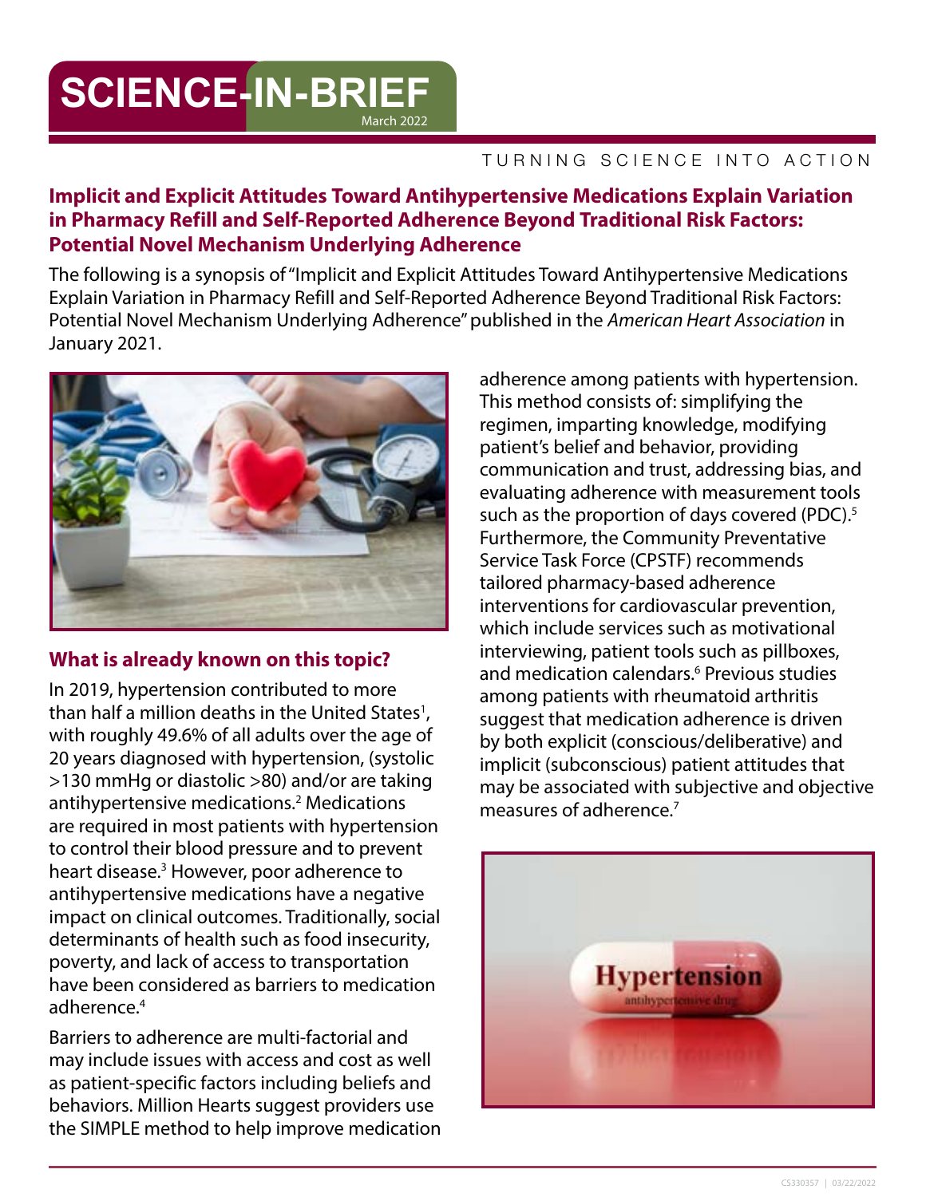# SCIENCE-IN-BRIEF

March 2022

TURNING SCIENCE INTO ACTION

## Implicit and Explicit Attitudes Toward Antihypertensive Medications Explain Variation in Pharmacy Refill and Self-Reported Adherence Beyond Traditional Risk Factors: Potential Novel Mechanism Underlying Adherence

The following is a synopsis of "Implicit and Explicit Attitudes Toward Antihypertensive Medications Explain Variation in Pharmacy Refill and Self-Reported Adherence Beyond Traditional Risk Factors: Potential Novel Mechanism Underlying Adherence" published in the *American Heart Association* in January 2021.

### What is already known on this topic?

In 2019, hypertension contributed to more than half a million deaths in the United States[1], with roughly 49.6% of all adults over the age of 20 years diagnosed with hypertension, (systolic >130 mmHg or diastolic >80) and/or are taking antihypertensive medications.[2] Medications are required in most patients with hypertension to control their blood pressure and to prevent heart disease.[3] However, poor adherence to antihypertensive medications have a negative impact on clinical outcomes. Traditionally, social determinants of health such as food insecurity, poverty, and lack of access to transportation have been considered as barriers to medication adherence.[4]

Barriers to adherence are multi-factorial and may include issues with access and cost as well as patient-specific factors including beliefs and behaviors. Million Hearts suggest providers use the SIMPLE method to help improve medication adherence among patients with hypertension. This method consists of: simplifying the regimen, imparting knowledge, modifying patient's belief and behavior, providing communication and trust, addressing bias, and evaluating adherence with measurement tools such as the proportion of days covered (PDC).[5] Furthermore, the Community Preventative Service Task Force (CPSTF) recommends tailored pharmacy-based adherence interventions for cardiovascular prevention, which include services such as motivational interviewing, patient tools such as pillboxes, and medication calendars.[6] Previous studies among patients with rheumatoid arthritis suggest that medication adherence is driven by both explicit (conscious/deliberative) and implicit (subconscious) patient attitudes that may be associated with subjective and objective measures of adherence.[7]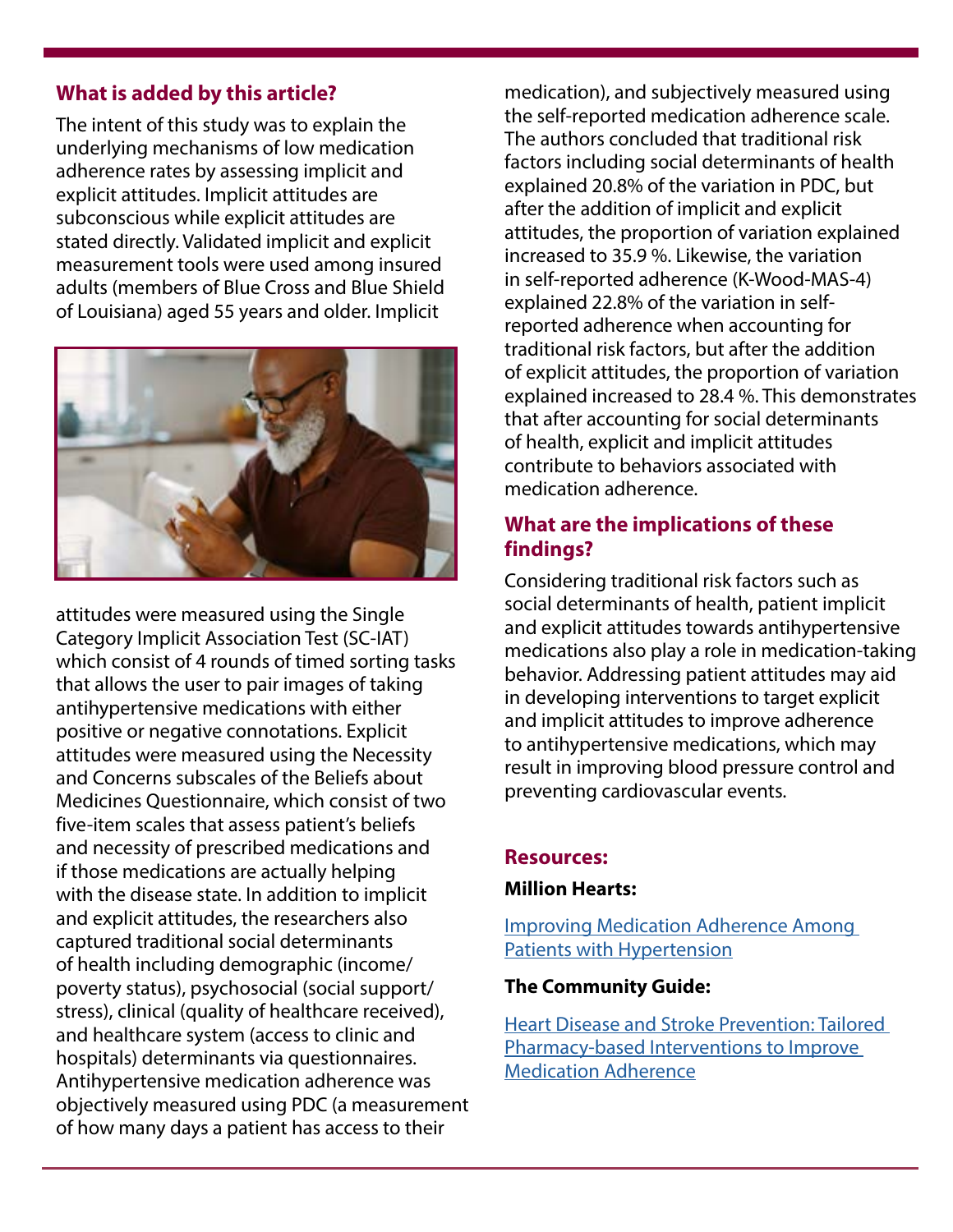## What is added by this article?

The intent of this study was to explain the underlying mechanisms of low medication adherence rates by assessing implicit and explicit attitudes. Implicit attitudes are subconscious while explicit attitudes are stated directly. Validated implicit and explicit measurement tools were used among insured adults (members of Blue Cross and Blue Shield of Louisiana) aged 55 years and older. Implicit attitudes were measured using the Single Category Implicit Association Test (SC-IAT) which consist of 4 rounds of timed sorting tasks that allows the user to pair images of taking antihypertensive medications with either positive or negative connotations. Explicit attitudes were measured using the Necessity and Concerns subscales of the Beliefs about Medicines Questionnaire, which consist of two five-item scales that assess patient's beliefs and necessity of prescribed medications and if those medications are actually helping with the disease state. In addition to implicit and explicit attitudes, the researchers also captured traditional social determinants of health including demographic (income/poverty status), psychosocial (social support/stress), clinical (quality of healthcare received), and healthcare system (access to clinic and hospitals) determinants via questionnaires. Antihypertensive medication adherence was objectively measured using PDC (a measurement of how many days a patient has access to their medication), and subjectively measured using the self-reported medication adherence scale. The authors concluded that traditional risk factors including social determinants of health explained 20.8% of the variation in PDC, but after the addition of implicit and explicit attitudes, the proportion of variation explained increased to 35.9 %. Likewise, the variation in self-reported adherence (K-Wood-MAS-4) explained 22.8% of the variation in self-reported adherence when accounting for traditional risk factors, but after the addition of explicit attitudes, the proportion of variation explained increased to 28.4 %. This demonstrates that after accounting for social determinants of health, explicit and implicit attitudes contribute to behaviors associated with medication adherence.

## What are the implications of these findings?

Considering traditional risk factors such as social determinants of health, patient implicit and explicit attitudes towards antihypertensive medications also play a role in medication-taking behavior. Addressing patient attitudes may aid in developing interventions to target explicit and implicit attitudes to improve adherence to antihypertensive medications, which may result in improving blood pressure control and preventing cardiovascular events.

## Resources:

**Million Hearts:**

Improving Medication Adherence Among Patients with Hypertension

**The Community Guide:**

Heart Disease and Stroke Prevention: Tailored Pharmacy-based Interventions to Improve Medication Adherence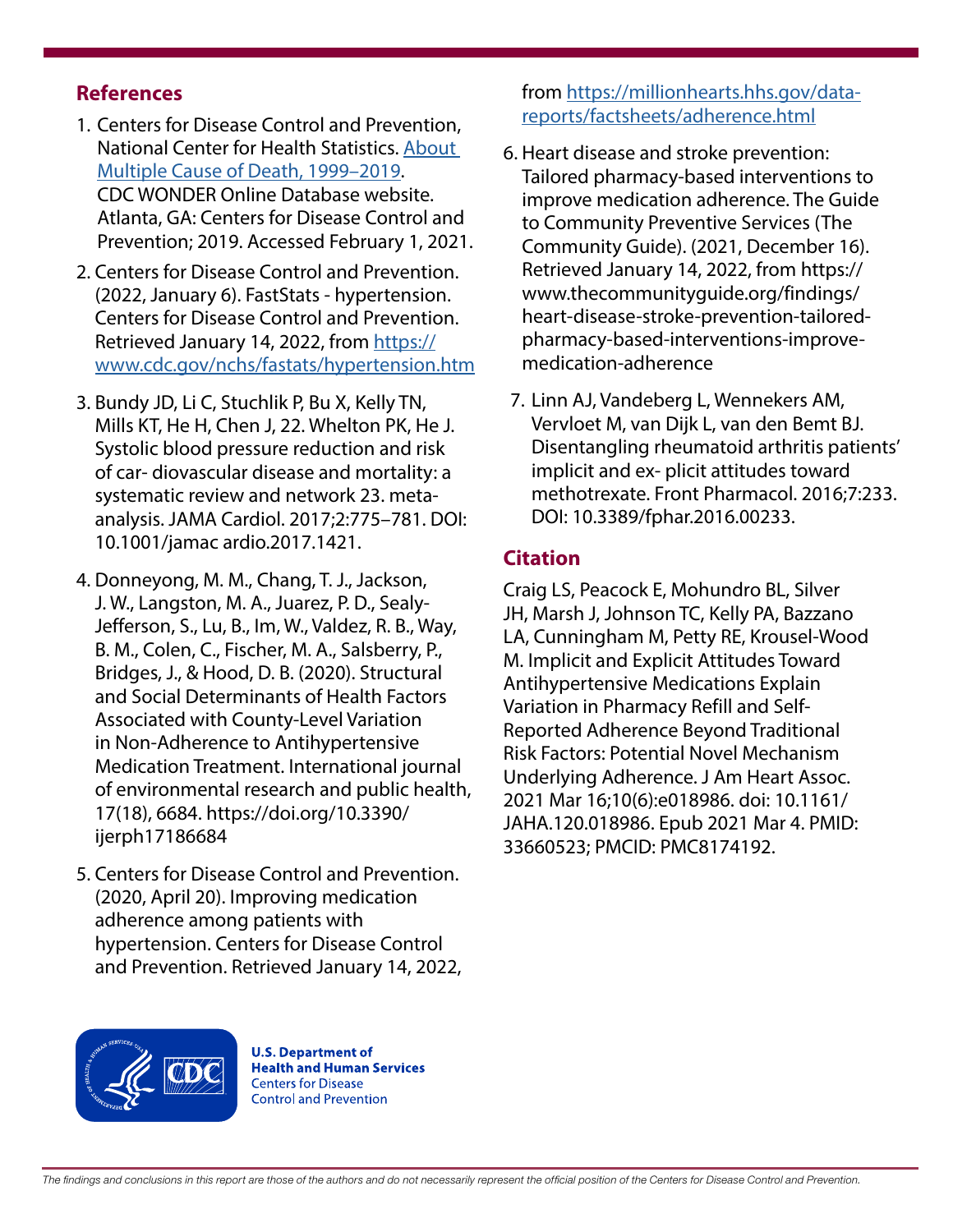## References

1. Centers for Disease Control and Prevention, National Center for Health Statistics. About Multiple Cause of Death, 1999–2019. CDC WONDER Online Database website. Atlanta, GA: Centers for Disease Control and Prevention; 2019. Accessed February 1, 2021.
2. Centers for Disease Control and Prevention. (2022, January 6). FastStats - hypertension. Centers for Disease Control and Prevention. Retrieved January 14, 2022, from https://www.cdc.gov/nchs/fastats/hypertension.htm
3. Bundy JD, Li C, Stuchlik P, Bu X, Kelly TN, Mills KT, He H, Chen J, 22. Whelton PK, He J. Systolic blood pressure reduction and risk of car- diovascular disease and mortality: a systematic review and network 23. meta-analysis. JAMA Cardiol. 2017;2:775–781. DOI: 10.1001/jamac ardio.2017.1421.
4. Donneyong, M. M., Chang, T. J., Jackson, J. W., Langston, M. A., Juarez, P. D., Sealy-Jefferson, S., Lu, B., Im, W., Valdez, R. B., Way, B. M., Colen, C., Fischer, M. A., Salsberry, P., Bridges, J., & Hood, D. B. (2020). Structural and Social Determinants of Health Factors Associated with County-Level Variation in Non-Adherence to Antihypertensive Medication Treatment. International journal of environmental research and public health, 17(18), 6684. https://doi.org/10.3390/ijerph17186684
5. Centers for Disease Control and Prevention. (2020, April 20). Improving medication adherence among patients with hypertension. Centers for Disease Control and Prevention. Retrieved January 14, 2022, from https://millionhearts.hhs.gov/data-reports/factsheets/adherence.html
6. Heart disease and stroke prevention: Tailored pharmacy-based interventions to improve medication adherence. The Guide to Community Preventive Services (The Community Guide). (2021, December 16). Retrieved January 14, 2022, from https://www.thecommunityguide.org/findings/heart-disease-stroke-prevention-tailored-pharmacy-based-interventions-improve-medication-adherence
7. Linn AJ, Vandeberg L, Wennekers AM, Vervloet M, van Dijk L, van den Bemt BJ. Disentangling rheumatoid arthritis patients' implicit and ex- plicit attitudes toward methotrexate. Front Pharmacol. 2016;7:233. DOI: 10.3389/fphar.2016.00233.

## Citation

Craig LS, Peacock E, Mohundro BL, Silver JH, Marsh J, Johnson TC, Kelly PA, Bazzano LA, Cunningham M, Petty RE, Krousel-Wood M. Implicit and Explicit Attitudes Toward Antihypertensive Medications Explain Variation in Pharmacy Refill and Self-Reported Adherence Beyond Traditional Risk Factors: Potential Novel Mechanism Underlying Adherence. J Am Heart Assoc. 2021 Mar 16;10(6):e018986. doi: 10.1161/JAHA.120.018986. Epub 2021 Mar 4. PMID: 33660523; PMCID: PMC8174192.

**U.S. Department of Health and Human Services**
Centers for Disease Control and Prevention

*The findings and conclusions in this report are those of the authors and do not necessarily represent the official position of the Centers for Disease Control and Prevention.*